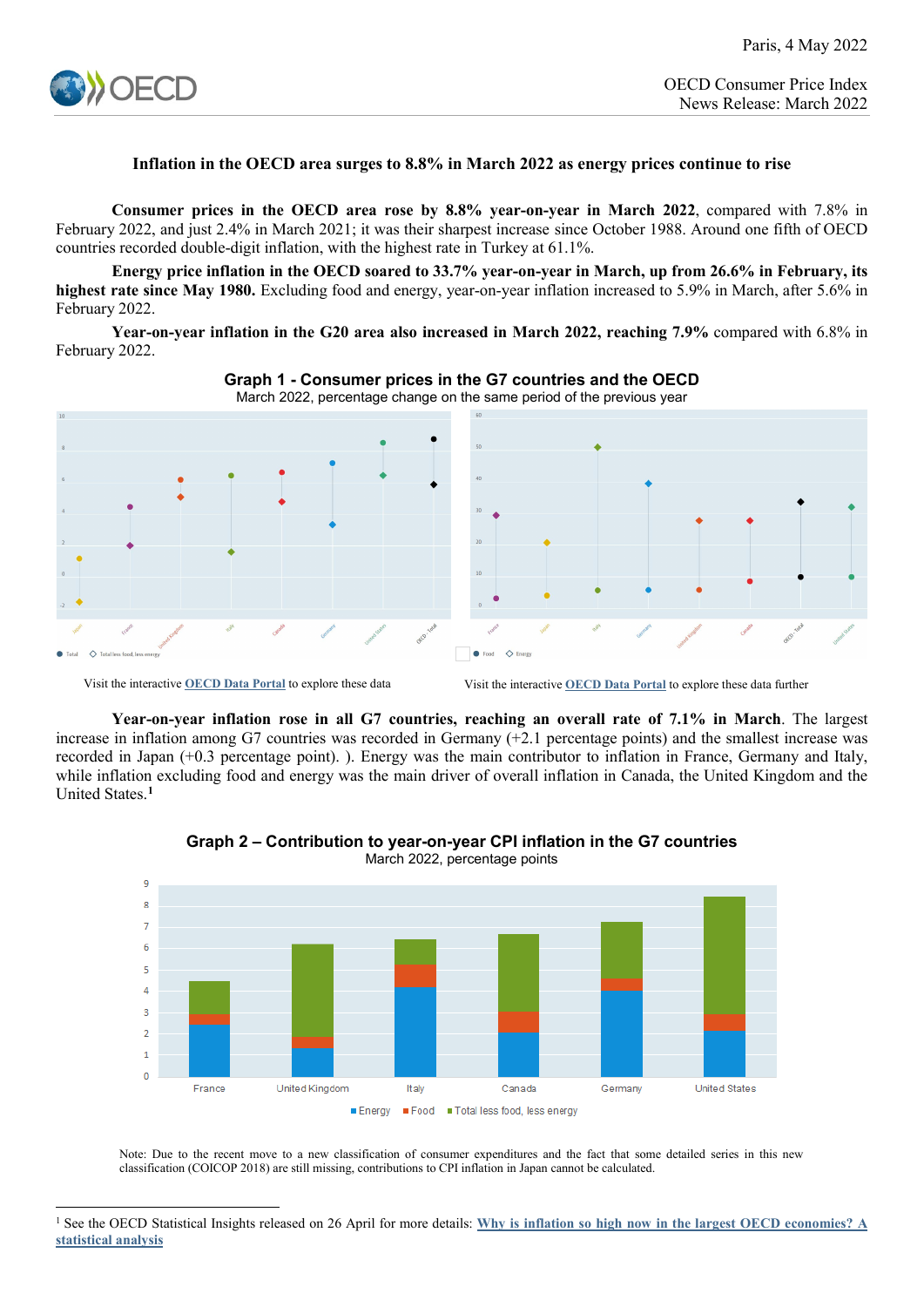Paris, 4 May 2022

OECD Consumer Price Index
News Release: March 2022

## Inflation in the OECD area surges to 8.8% in March 2022 as energy prices continue to rise

**Consumer prices in the OECD area rose by 8.8% year-on-year in March 2022**, compared with 7.8% in February 2022, and just 2.4% in March 2021; it was their sharpest increase since October 1988. Around one fifth of OECD countries recorded double-digit inflation, with the highest rate in Turkey at 61.1%.

**Energy price inflation in the OECD soared to 33.7% year-on-year in March, up from 26.6% in February, its highest rate since May 1980.** Excluding food and energy, year-on-year inflation increased to 5.9% in March, after 5.6% in February 2022.

**Year-on-year inflation in the G20 area also increased in March 2022, reaching 7.9%** compared with 6.8% in February 2022.

**Graph 1 - Consumer prices in the G7 countries and the OECD**
March 2022, percentage change on the same period of the previous year

Visit the interactive OECD Data Portal to explore these data

Visit the interactive OECD Data Portal to explore these data further

**Year-on-year inflation rose in all G7 countries, reaching an overall rate of 7.1% in March**. The largest increase in inflation among G7 countries was recorded in Germany (+2.1 percentage points) and the smallest increase was recorded in Japan (+0.3 percentage point). ). Energy was the main contributor to inflation in France, Germany and Italy, while inflation excluding food and energy was the main driver of overall inflation in Canada, the United Kingdom and the United States.[1]

**Graph 2 – Contribution to year-on-year CPI inflation in the G7 countries**
March 2022, percentage points

Note: Due to the recent move to a new classification of consumer expenditures and the fact that some detailed series in this new classification (COICOP 2018) are still missing, contributions to CPI inflation in Japan cannot be calculated.

[1] See the OECD Statistical Insights released on 26 April for more details: Why is inflation so high now in the largest OECD economies? A statistical analysis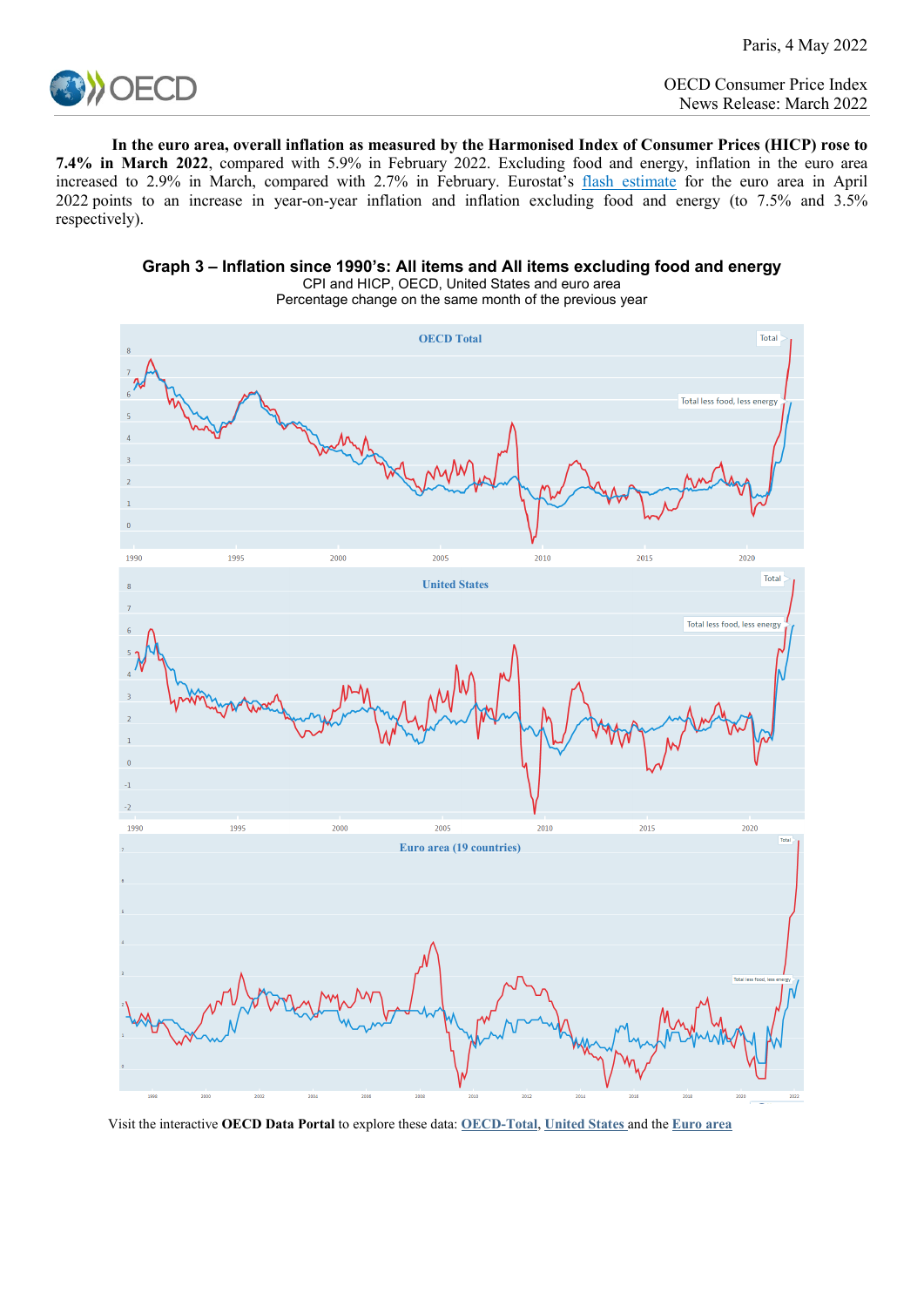**In the euro area, overall inflation as measured by the Harmonised Index of Consumer Prices (HICP) rose to 7.4% in March 2022**, compared with 5.9% in February 2022. Excluding food and energy, inflation in the euro area increased to 2.9% in March, compared with 2.7% in February. Eurostat's flash estimate for the euro area in April 2022 points to an increase in year-on-year inflation and inflation excluding food and energy (to 7.5% and 3.5% respectively).

### Graph 3 – Inflation since 1990's: All items and All items excluding food and energy

CPI and HICP, OECD, United States and euro area
Percentage change on the same month of the previous year

Visit the interactive **OECD Data Portal** to explore these data: **OECD-Total**, **United States** and the **Euro area**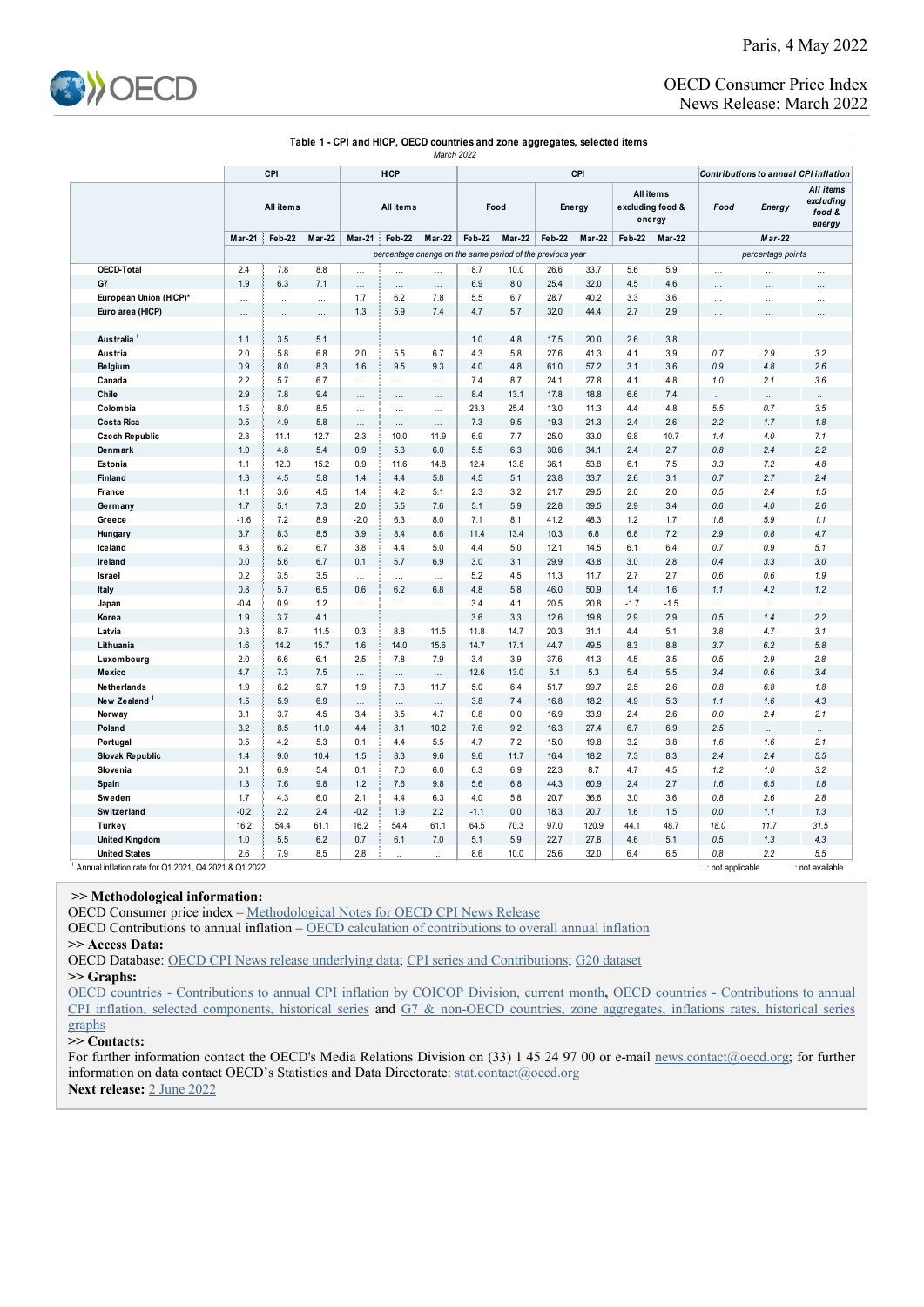Paris, 4 May 2022

OECD Consumer Price Index
News Release: March 2022

**Table 1 - CPI and HICP, OECD countries and zone aggregates, selected items**

*March 2022*

| | CPI | | | HICP | | | CPI | | | | | | *Contributions to annual CPI inflation* | | |
|---|---|---|---|---|---|---|---|---|---|---|---|---|---|---|---|
| | All items | | | All items | | | Food | | Energy | | All items excluding food & energy | | *Food* | *Energy* | *All items excluding food & energy* |
| | Mar-21 | Feb-22 | Mar-22 | Mar-21 | Feb-22 | Mar-22 | Feb-22 | Mar-22 | Feb-22 | Mar-22 | Feb-22 | Mar-22 | *Mar-22* | | |
| | *percentage change on the same period of the previous year* | | | | | | | | | | | | *percentage points* | | |
| **OECD-Total** | 2.4 | 7.8 | 8.8 | ... | ... | ... | 8.7 | 10.0 | 26.6 | 33.7 | 5.6 | 5.9 | ... | ... | ... |
| **G7** | 1.9 | 6.3 | 7.1 | ... | ... | ... | 6.9 | 8.0 | 25.4 | 32.0 | 4.5 | 4.6 | ... | ... | ... |
| **European Union (HICP)*** | ... | ... | ... | 1.7 | 6.2 | 7.8 | 5.5 | 6.7 | 28.7 | 40.2 | 3.3 | 3.6 | ... | ... | ... |
| **Euro area (HICP)** | ... | ... | ... | 1.3 | 5.9 | 7.4 | 4.7 | 5.7 | 32.0 | 44.4 | 2.7 | 2.9 | ... | ... | ... |
| | | | | | | | | | | | | | | | |
| **Australia** [1] | 1.1 | 3.5 | 5.1 | ... | ... | ... | 1.0 | 4.8 | 17.5 | 20.0 | 2.6 | 3.8 | .. | .. | .. |
| **Austria** | 2.0 | 5.8 | 6.8 | 2.0 | 5.5 | 6.7 | 4.3 | 5.8 | 27.6 | 41.3 | 4.1 | 3.9 | *0.7* | *2.9* | *3.2* |
| **Belgium** | 0.9 | 8.0 | 8.3 | 1.6 | 9.5 | 9.3 | 4.0 | 4.8 | 61.0 | 57.2 | 3.1 | 3.6 | *0.9* | *4.8* | *2.6* |
| **Canada** | 2.2 | 5.7 | 6.7 | ... | ... | ... | 7.4 | 8.7 | 24.1 | 27.8 | 4.1 | 4.8 | *1.0* | *2.1* | *3.6* |
| **Chile** | 2.9 | 7.8 | 9.4 | ... | ... | ... | 8.4 | 13.1 | 17.8 | 18.8 | 6.6 | 7.4 | .. | .. | .. |
| **Colombia** | 1.5 | 8.0 | 8.5 | ... | ... | ... | 23.3 | 25.4 | 13.0 | 11.3 | 4.4 | 4.8 | *5.5* | *0.7* | *3.5* |
| **Costa Rica** | 0.5 | 4.9 | 5.8 | ... | ... | ... | 7.3 | 9.5 | 19.3 | 21.3 | 2.4 | 2.6 | *2.2* | *1.7* | *1.8* |
| **Czech Republic** | 2.3 | 11.1 | 12.7 | 2.3 | 10.0 | 11.9 | 6.9 | 7.7 | 25.0 | 33.0 | 9.8 | 10.7 | *1.4* | *4.0* | *7.1* |
| **Denmark** | 1.0 | 4.8 | 5.4 | 0.9 | 5.3 | 6.0 | 5.5 | 6.3 | 30.6 | 34.1 | 2.4 | 2.7 | *0.8* | *2.4* | *2.2* |
| **Estonia** | 1.1 | 12.0 | 15.2 | 0.9 | 11.6 | 14.8 | 12.4 | 13.8 | 36.1 | 53.8 | 6.1 | 7.5 | *3.3* | *7.2* | *4.8* |
| **Finland** | 1.3 | 4.5 | 5.8 | 1.4 | 4.4 | 5.8 | 4.5 | 5.1 | 23.8 | 33.7 | 2.6 | 3.1 | *0.7* | *2.7* | *2.4* |
| **France** | 1.1 | 3.6 | 4.5 | 1.4 | 4.2 | 5.1 | 2.3 | 3.2 | 21.7 | 29.5 | 2.0 | 2.0 | *0.5* | *2.4* | *1.5* |
| **Germany** | 1.7 | 5.1 | 7.3 | 2.0 | 5.5 | 7.6 | 5.1 | 5.9 | 22.8 | 39.5 | 2.9 | 3.4 | *0.6* | *4.0* | *2.6* |
| **Greece** | -1.6 | 7.2 | 8.9 | -2.0 | 6.3 | 8.0 | 7.1 | 8.1 | 41.2 | 48.3 | 1.2 | 1.7 | *1.8* | *5.9* | *1.1* |
| **Hungary** | 3.7 | 8.3 | 8.5 | 3.9 | 8.4 | 8.6 | 11.4 | 13.4 | 10.3 | 6.8 | 6.8 | 7.2 | *2.9* | *0.8* | *4.7* |
| **Iceland** | 4.3 | 6.2 | 6.7 | 3.8 | 4.4 | 5.0 | 4.4 | 5.0 | 12.1 | 14.5 | 6.1 | 6.4 | *0.7* | *0.9* | *5.1* |
| **Ireland** | 0.0 | 5.6 | 6.7 | 0.1 | 5.7 | 6.9 | 3.0 | 3.1 | 29.9 | 43.8 | 3.0 | 2.8 | *0.4* | *3.3* | *3.0* |
| **Israel** | 0.2 | 3.5 | 3.5 | ... | ... | ... | 5.2 | 4.5 | 11.3 | 11.7 | 2.7 | 2.7 | *0.6* | *0.6* | *1.9* |
| **Italy** | 0.8 | 5.7 | 6.5 | 0.6 | 6.2 | 6.8 | 4.8 | 5.8 | 46.0 | 50.9 | 1.4 | 1.6 | *1.1* | *4.2* | *1.2* |
| **Japan** | -0.4 | 0.9 | 1.2 | ... | ... | ... | 3.4 | 4.1 | 20.5 | 20.8 | -1.7 | -1.5 | .. | .. | .. |
| **Korea** | 1.9 | 3.7 | 4.1 | ... | ... | ... | 3.6 | 3.3 | 12.6 | 19.8 | 2.9 | 2.9 | *0.5* | *1.4* | *2.2* |
| **Latvia** | 0.3 | 8.7 | 11.5 | 0.3 | 8.8 | 11.5 | 11.8 | 14.7 | 20.3 | 31.1 | 4.4 | 5.1 | *3.8* | *4.7* | *3.1* |
| **Lithuania** | 1.6 | 14.2 | 15.7 | 1.6 | 14.0 | 15.6 | 14.7 | 17.1 | 44.7 | 49.5 | 8.3 | 8.8 | *3.7* | *6.2* | *5.8* |
| **Luxembourg** | 2.0 | 6.6 | 6.1 | 2.5 | 7.8 | 7.9 | 3.4 | 3.9 | 37.6 | 41.3 | 4.5 | 3.5 | *0.5* | *2.9* | *2.8* |
| **Mexico** | 4.7 | 7.3 | 7.5 | ... | ... | ... | 12.6 | 13.0 | 5.1 | 5.3 | 5.4 | 5.5 | *3.4* | *0.6* | *3.4* |
| **Netherlands** | 1.9 | 6.2 | 9.7 | 1.9 | 7.3 | 11.7 | 5.0 | 6.4 | 51.7 | 99.7 | 2.5 | 2.6 | *0.8* | *6.8* | *1.8* |
| **New Zealand** [1] | 1.5 | 5.9 | 6.9 | ... | ... | ... | 3.8 | 7.4 | 16.8 | 18.2 | 4.9 | 5.3 | *1.1* | *1.6* | *4.3* |
| **Norway** | 3.1 | 3.7 | 4.5 | 3.4 | 3.5 | 4.7 | 0.8 | 0.0 | 16.9 | 33.9 | 2.4 | 2.7 | *0.0* | *2.4* | *2.1* |
| **Poland** | 3.2 | 8.5 | 11.0 | 4.4 | 8.1 | 10.2 | 7.6 | 9.2 | 16.3 | 27.4 | 6.7 | 6.9 | *2.5* | .. | .. |
| **Portugal** | 0.5 | 4.2 | 5.3 | 0.1 | 4.4 | 5.5 | 4.7 | 7.2 | 15.0 | 19.8 | 3.2 | 3.8 | *1.6* | *1.6* | *2.1* |
| **Slovak Republic** | 1.4 | 9.0 | 10.4 | 1.5 | 8.3 | 9.6 | 9.6 | 11.7 | 16.4 | 18.2 | 7.3 | 8.3 | *2.4* | *2.4* | *5.5* |
| **Slovenia** | 0.1 | 6.9 | 5.4 | 0.1 | 7.0 | 6.0 | 6.3 | 6.9 | 22.3 | 8.7 | 4.7 | 4.5 | *1.2* | *1.0* | *3.2* |
| **Spain** | 1.3 | 7.6 | 9.8 | 1.2 | 7.6 | 9.8 | 5.6 | 6.8 | 44.3 | 60.9 | 2.4 | 2.7 | *1.6* | *6.5* | *1.8* |
| **Sweden** | 1.7 | 4.3 | 6.0 | 2.1 | 4.4 | 6.3 | 4.0 | 5.8 | 20.7 | 36.6 | 3.0 | 3.6 | *0.8* | *2.6* | *2.8* |
| **Switzerland** | -0.2 | 2.2 | 2.4 | -0.2 | 1.9 | 2.2 | -1.1 | 0.0 | 18.3 | 20.7 | 1.6 | 1.5 | *0.0* | *1.1* | *1.3* |
| **Turkey** | 16.2 | 54.4 | 61.1 | 16.2 | 54.4 | 61.1 | 64.5 | 70.3 | 97.0 | 120.9 | 44.1 | 48.7 | *18.0* | *11.7* | *31.5* |
| **United Kingdom** | 1.0 | 5.5 | 6.2 | 0.7 | 6.1 | 7.0 | 5.1 | 5.9 | 22.7 | 27.8 | 4.6 | 5.1 | *0.5* | *1.3* | *4.3* |
| **United States** | 2.6 | 7.9 | 8.5 | 2.8 | .. | .. | 8.6 | 10.0 | 25.6 | 32.0 | 6.4 | 6.5 | *0.8* | *2.2* | *5.5* |

[1] Annual inflation rate for Q1 2021, Q4 2021 & Q1 2022

...: not applicable ..: not available

**>> Methodological information:**

OECD Consumer price index – Methodological Notes for OECD CPI News Release

OECD Contributions to annual inflation – OECD calculation of contributions to overall annual inflation

**>> Access Data:**

OECD Database: OECD CPI News release underlying data; CPI series and Contributions; G20 dataset

**>> Graphs:**

OECD countries - Contributions to annual CPI inflation by COICOP Division, current month, OECD countries - Contributions to annual CPI inflation, selected components, historical series and G7 & non-OECD countries, zone aggregates, inflations rates, historical series graphs

**>> Contacts:**

For further information contact the OECD's Media Relations Division on (33) 1 45 24 97 00 or e-mail news.contact@oecd.org; for further information on data contact OECD's Statistics and Data Directorate: stat.contact@oecd.org

**Next release:** 2 June 2022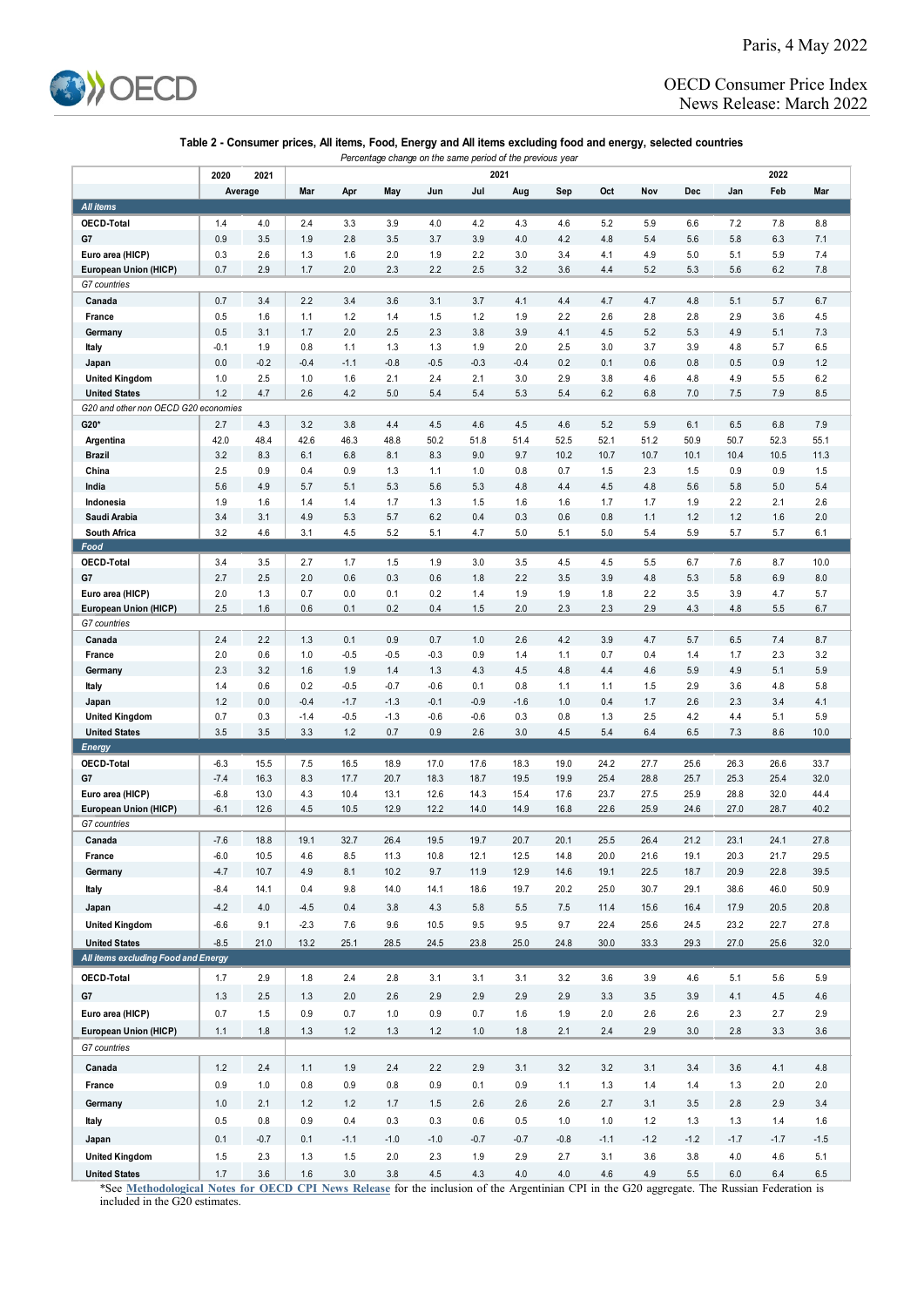Paris, 4 May 2022

OECD Consumer Price Index
News Release: March 2022

**Table 2 - Consumer prices, All items, Food, Energy and All items excluding food and energy, selected countries**

*Percentage change on the same period of the previous year*

| | 2020 | 2021 | 2021 | | | | | | | | | | 2022 | | |
|---|---|---|---|---|---|---|---|---|---|---|---|---|---|---|---|
| | Average | | Mar | Apr | May | Jun | Jul | Aug | Sep | Oct | Nov | Dec | Jan | Feb | Mar |
| ***All items*** | | | | | | | | | | | | | | | |
| **OECD-Total** | 1.4 | 4.0 | 2.4 | 3.3 | 3.9 | 4.0 | 4.2 | 4.3 | 4.6 | 5.2 | 5.9 | 6.6 | 7.2 | 7.8 | 8.8 |
| **G7** | 0.9 | 3.5 | 1.9 | 2.8 | 3.5 | 3.7 | 3.9 | 4.0 | 4.2 | 4.8 | 5.4 | 5.6 | 5.8 | 6.3 | 7.1 |
| **Euro area (HICP)** | 0.3 | 2.6 | 1.3 | 1.6 | 2.0 | 1.9 | 2.2 | 3.0 | 3.4 | 4.1 | 4.9 | 5.0 | 5.1 | 5.9 | 7.4 |
| **European Union (HICP)** | 0.7 | 2.9 | 1.7 | 2.0 | 2.3 | 2.2 | 2.5 | 3.2 | 3.6 | 4.4 | 5.2 | 5.3 | 5.6 | 6.2 | 7.8 |
| *G7 countries* | | | | | | | | | | | | | | | |
| **Canada** | 0.7 | 3.4 | 2.2 | 3.4 | 3.6 | 3.1 | 3.7 | 4.1 | 4.4 | 4.7 | 4.7 | 4.8 | 5.1 | 5.7 | 6.7 |
| **France** | 0.5 | 1.6 | 1.1 | 1.2 | 1.4 | 1.5 | 1.2 | 1.9 | 2.2 | 2.6 | 2.8 | 2.8 | 2.9 | 3.6 | 4.5 |
| **Germany** | 0.5 | 3.1 | 1.7 | 2.0 | 2.5 | 2.3 | 3.8 | 3.9 | 4.1 | 4.5 | 5.2 | 5.3 | 4.9 | 5.1 | 7.3 |
| **Italy** | -0.1 | 1.9 | 0.8 | 1.1 | 1.3 | 1.3 | 1.9 | 2.0 | 2.5 | 3.0 | 3.7 | 3.9 | 4.8 | 5.7 | 6.5 |
| **Japan** | 0.0 | -0.2 | -0.4 | -1.1 | -0.8 | -0.5 | -0.3 | -0.4 | 0.2 | 0.1 | 0.6 | 0.8 | 0.5 | 0.9 | 1.2 |
| **United Kingdom** | 1.0 | 2.5 | 1.0 | 1.6 | 2.1 | 2.4 | 2.1 | 3.0 | 2.9 | 3.8 | 4.6 | 4.8 | 4.9 | 5.5 | 6.2 |
| **United States** | 1.2 | 4.7 | 2.6 | 4.2 | 5.0 | 5.4 | 5.4 | 5.3 | 5.4 | 6.2 | 6.8 | 7.0 | 7.5 | 7.9 | 8.5 |
| *G20 and other non OECD G20 economies* | | | | | | | | | | | | | | | |
| **G20*** | 2.7 | 4.3 | 3.2 | 3.8 | 4.4 | 4.5 | 4.6 | 4.5 | 4.6 | 5.2 | 5.9 | 6.1 | 6.5 | 6.8 | 7.9 |
| **Argentina** | 42.0 | 48.4 | 42.6 | 46.3 | 48.8 | 50.2 | 51.8 | 51.4 | 52.5 | 52.1 | 51.2 | 50.9 | 50.7 | 52.3 | 55.1 |
| **Brazil** | 3.2 | 8.3 | 6.1 | 6.8 | 8.1 | 8.3 | 9.0 | 9.7 | 10.2 | 10.7 | 10.7 | 10.1 | 10.4 | 10.5 | 11.3 |
| **China** | 2.5 | 0.9 | 0.4 | 0.9 | 1.3 | 1.1 | 1.0 | 0.8 | 0.7 | 1.5 | 2.3 | 1.5 | 0.9 | 0.9 | 1.5 |
| **India** | 5.6 | 4.9 | 5.7 | 5.1 | 5.3 | 5.6 | 5.3 | 4.8 | 4.4 | 4.5 | 4.8 | 5.6 | 5.8 | 5.0 | 5.4 |
| **Indonesia** | 1.9 | 1.6 | 1.4 | 1.4 | 1.7 | 1.3 | 1.5 | 1.6 | 1.6 | 1.7 | 1.7 | 1.9 | 2.2 | 2.1 | 2.6 |
| **Saudi Arabia** | 3.4 | 3.1 | 4.9 | 5.3 | 5.7 | 6.2 | 0.4 | 0.3 | 0.6 | 0.8 | 1.1 | 1.2 | 1.2 | 1.6 | 2.0 |
| **South Africa** | 3.2 | 4.6 | 3.1 | 4.5 | 5.2 | 5.1 | 4.7 | 5.0 | 5.1 | 5.0 | 5.4 | 5.9 | 5.7 | 5.7 | 6.1 |
| ***Food*** | | | | | | | | | | | | | | | |
| **OECD-Total** | 3.4 | 3.5 | 2.7 | 1.7 | 1.5 | 1.9 | 3.0 | 3.5 | 4.5 | 4.5 | 5.5 | 6.7 | 7.6 | 8.7 | 10.0 |
| **G7** | 2.7 | 2.5 | 2.0 | 0.6 | 0.3 | 0.6 | 1.8 | 2.2 | 3.5 | 3.9 | 4.8 | 5.3 | 5.8 | 6.9 | 8.0 |
| **Euro area (HICP)** | 2.0 | 1.3 | 0.7 | 0.0 | 0.1 | 0.2 | 1.4 | 1.9 | 1.9 | 1.8 | 2.2 | 3.5 | 3.9 | 4.7 | 5.7 |
| **European Union (HICP)** | 2.5 | 1.6 | 0.6 | 0.1 | 0.2 | 0.4 | 1.5 | 2.0 | 2.3 | 2.3 | 2.9 | 4.3 | 4.8 | 5.5 | 6.7 |
| *G7 countries* | | | | | | | | | | | | | | | |
| **Canada** | 2.4 | 2.2 | 1.3 | 0.1 | 0.9 | 0.7 | 1.0 | 2.6 | 4.2 | 3.9 | 4.7 | 5.7 | 6.5 | 7.4 | 8.7 |
| **France** | 2.0 | 0.6 | 1.0 | -0.5 | -0.5 | -0.3 | 0.9 | 1.4 | 1.1 | 0.7 | 0.4 | 1.4 | 1.7 | 2.3 | 3.2 |
| **Germany** | 2.3 | 3.2 | 1.6 | 1.9 | 1.4 | 1.3 | 4.3 | 4.5 | 4.8 | 4.4 | 4.6 | 5.9 | 4.9 | 5.1 | 5.9 |
| **Italy** | 1.4 | 0.6 | 0.2 | -0.5 | -0.7 | -0.6 | 0.1 | 0.8 | 1.1 | 1.1 | 1.5 | 2.9 | 3.6 | 4.8 | 5.8 |
| **Japan** | 1.2 | 0.0 | -0.4 | -1.7 | -1.3 | -0.1 | -0.9 | -1.6 | 1.0 | 0.4 | 1.7 | 2.6 | 2.3 | 3.4 | 4.1 |
| **United Kingdom** | 0.7 | 0.3 | -1.4 | -0.5 | -1.3 | -0.6 | -0.6 | 0.3 | 0.8 | 1.3 | 2.5 | 4.2 | 4.4 | 5.1 | 5.9 |
| **United States** | 3.5 | 3.5 | 3.3 | 1.2 | 0.7 | 0.9 | 2.6 | 3.0 | 4.5 | 5.4 | 6.4 | 6.5 | 7.3 | 8.6 | 10.0 |
| ***Energy*** | | | | | | | | | | | | | | | |
| **OECD-Total** | -6.3 | 15.5 | 7.5 | 16.5 | 18.9 | 17.0 | 17.6 | 18.3 | 19.0 | 24.2 | 27.7 | 25.6 | 26.3 | 26.6 | 33.7 |
| **G7** | -7.4 | 16.3 | 8.3 | 17.7 | 20.7 | 18.3 | 18.7 | 19.5 | 19.9 | 25.4 | 28.8 | 25.7 | 25.3 | 25.4 | 32.0 |
| **Euro area (HICP)** | -6.8 | 13.0 | 4.3 | 10.4 | 13.1 | 12.6 | 14.3 | 15.4 | 17.6 | 23.7 | 27.5 | 25.9 | 28.8 | 32.0 | 44.4 |
| **European Union (HICP)** | -6.1 | 12.6 | 4.5 | 10.5 | 12.9 | 12.2 | 14.0 | 14.9 | 16.8 | 22.6 | 25.9 | 24.6 | 27.0 | 28.7 | 40.2 |
| *G7 countries* | | | | | | | | | | | | | | | |
| **Canada** | -7.6 | 18.8 | 19.1 | 32.7 | 26.4 | 19.5 | 19.7 | 20.7 | 20.1 | 25.5 | 26.4 | 21.2 | 23.1 | 24.1 | 27.8 |
| **France** | -6.0 | 10.5 | 4.6 | 8.5 | 11.3 | 10.8 | 12.1 | 12.5 | 14.8 | 20.0 | 21.6 | 19.1 | 20.3 | 21.7 | 29.5 |
| **Germany** | -4.7 | 10.7 | 4.9 | 8.1 | 10.2 | 9.7 | 11.9 | 12.9 | 14.6 | 19.1 | 22.5 | 18.7 | 20.9 | 22.8 | 39.5 |
| **Italy** | -8.4 | 14.1 | 0.4 | 9.8 | 14.0 | 14.1 | 18.6 | 19.7 | 20.2 | 25.0 | 30.7 | 29.1 | 38.6 | 46.0 | 50.9 |
| **Japan** | -4.2 | 4.0 | -4.5 | 0.4 | 3.8 | 4.3 | 5.8 | 5.5 | 7.5 | 11.4 | 15.6 | 16.4 | 17.9 | 20.5 | 20.8 |
| **United Kingdom** | -6.6 | 9.1 | -2.3 | 7.6 | 9.6 | 10.5 | 9.5 | 9.5 | 9.7 | 22.4 | 25.6 | 24.5 | 23.2 | 22.7 | 27.8 |
| **United States** | -8.5 | 21.0 | 13.2 | 25.1 | 28.5 | 24.5 | 23.8 | 25.0 | 24.8 | 30.0 | 33.3 | 29.3 | 27.0 | 25.6 | 32.0 |
| ***All items excluding Food and Energy*** | | | | | | | | | | | | | | | |
| **OECD-Total** | 1.7 | 2.9 | 1.8 | 2.4 | 2.8 | 3.1 | 3.1 | 3.1 | 3.2 | 3.6 | 3.9 | 4.6 | 5.1 | 5.6 | 5.9 |
| **G7** | 1.3 | 2.5 | 1.3 | 2.0 | 2.6 | 2.9 | 2.9 | 2.9 | 2.9 | 3.3 | 3.5 | 3.9 | 4.1 | 4.5 | 4.6 |
| **Euro area (HICP)** | 0.7 | 1.5 | 0.9 | 0.7 | 1.0 | 0.9 | 0.7 | 1.6 | 1.9 | 2.0 | 2.6 | 2.6 | 2.3 | 2.7 | 2.9 |
| **European Union (HICP)** | 1.1 | 1.8 | 1.3 | 1.2 | 1.3 | 1.2 | 1.0 | 1.8 | 2.1 | 2.4 | 2.9 | 3.0 | 2.8 | 3.3 | 3.6 |
| *G7 countries* | | | | | | | | | | | | | | | |
| **Canada** | 1.2 | 2.4 | 1.1 | 1.9 | 2.4 | 2.2 | 2.9 | 3.1 | 3.2 | 3.2 | 3.1 | 3.4 | 3.6 | 4.1 | 4.8 |
| **France** | 0.9 | 1.0 | 0.8 | 0.9 | 0.8 | 0.9 | 0.1 | 0.9 | 1.1 | 1.3 | 1.4 | 1.4 | 1.3 | 2.0 | 2.0 |
| **Germany** | 1.0 | 2.1 | 1.2 | 1.2 | 1.7 | 1.5 | 2.6 | 2.6 | 2.6 | 2.7 | 3.1 | 3.5 | 2.8 | 2.9 | 3.4 |
| **Italy** | 0.5 | 0.8 | 0.9 | 0.4 | 0.3 | 0.3 | 0.6 | 0.5 | 1.0 | 1.0 | 1.2 | 1.3 | 1.3 | 1.4 | 1.6 |
| **Japan** | 0.1 | -0.7 | 0.1 | -1.1 | -1.0 | -1.0 | -0.7 | -0.7 | -0.8 | -1.1 | -1.2 | -1.2 | -1.7 | -1.7 | -1.5 |
| **United Kingdom** | 1.5 | 2.3 | 1.3 | 1.5 | 2.0 | 2.3 | 1.9 | 2.9 | 2.7 | 3.1 | 3.6 | 3.8 | 4.0 | 4.6 | 5.1 |
| **United States** | 1.7 | 3.6 | 1.6 | 3.0 | 3.8 | 4.5 | 4.3 | 4.0 | 4.0 | 4.6 | 4.9 | 5.5 | 6.0 | 6.4 | 6.5 |

*See **Methodological Notes for OECD CPI News Release** for the inclusion of the Argentinian CPI in the G20 aggregate. The Russian Federation is included in the G20 estimates.